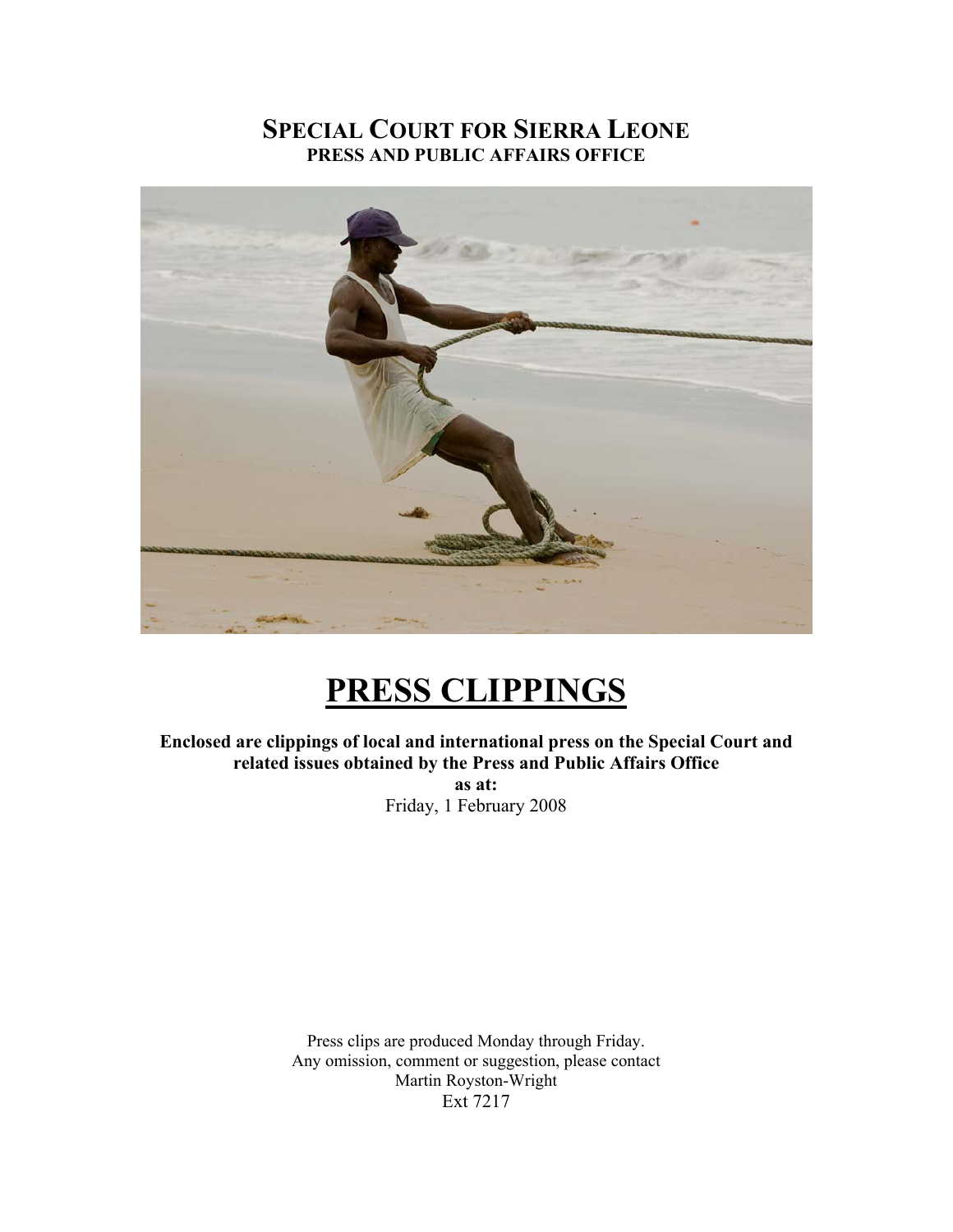# SPECIAL COURT FOR SIERRA LEONE
## PRESS AND PUBLIC AFFAIRS OFFICE

# PRESS CLIPPINGS

**Enclosed are clippings of local and international press on the Special Court and related issues obtained by the Press and Public Affairs Office**

**as at:**

Friday, 1 February 2008

Press clips are produced Monday through Friday.
Any omission, comment or suggestion, please contact
Martin Royston-Wright
Ext 7217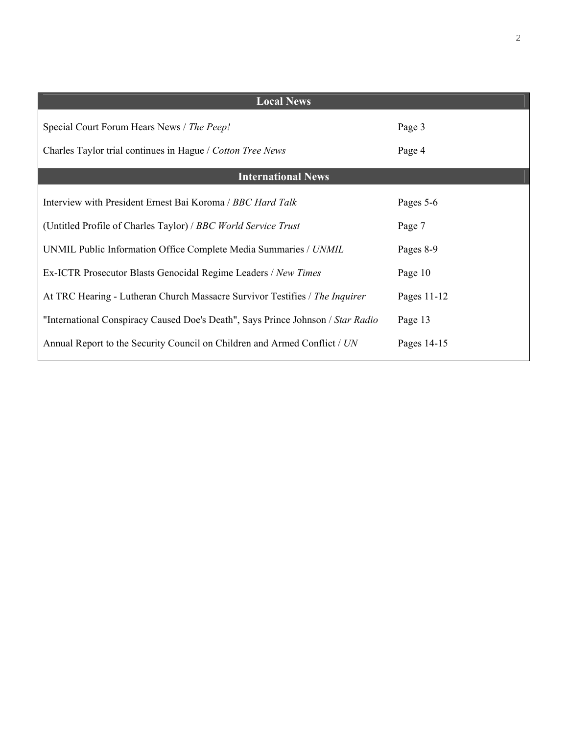| Local News | |
|---|---|
| Special Court Forum Hears News / *The Peep!* | Page 3 |
| Charles Taylor trial continues in Hague / *Cotton Tree News* | Page 4 |
| **International News** | |
| Interview with President Ernest Bai Koroma / *BBC Hard Talk* | Pages 5-6 |
| (Untitled Profile of Charles Taylor) / *BBC World Service Trust* | Page 7 |
| UNMIL Public Information Office Complete Media Summaries / *UNMIL* | Pages 8-9 |
| Ex-ICTR Prosecutor Blasts Genocidal Regime Leaders / *New Times* | Page 10 |
| At TRC Hearing - Lutheran Church Massacre Survivor Testifies / *The Inquirer* | Pages 11-12 |
| "International Conspiracy Caused Doe's Death", Says Prince Johnson / *Star Radio* | Page 13 |
| Annual Report to the Security Council on Children and Armed Conflict / *UN* | Pages 14-15 |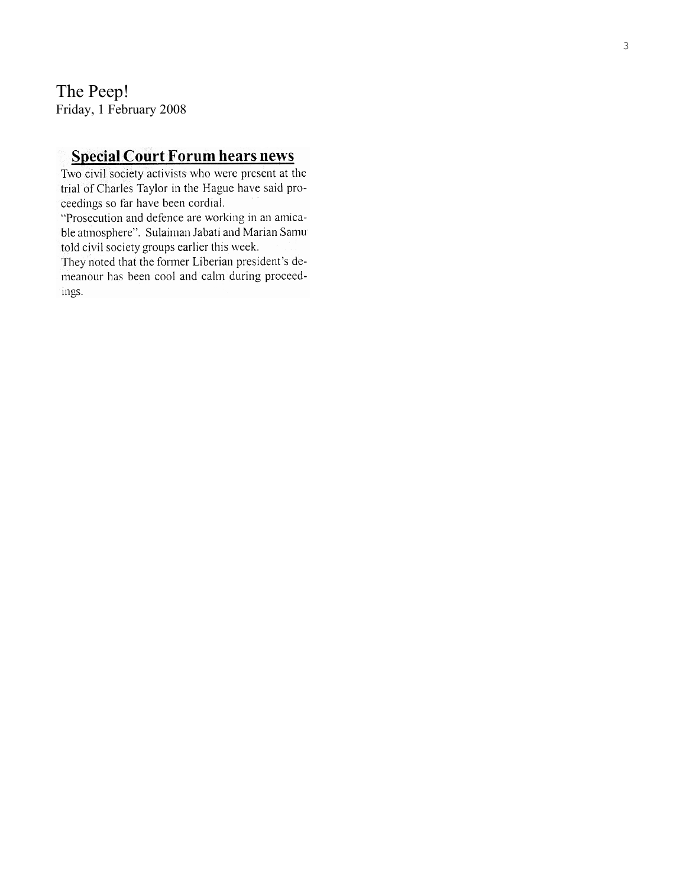The Peep!
Friday, 1 February 2008

## Special Court Forum hears news

Two civil society activists who were present at the trial of Charles Taylor in the Hague have said proceedings so far have been cordial.

"Prosecution and defence are working in an amicable atmosphere". Sulaiman Jabati and Marian Samu told civil society groups earlier this week.

They noted that the former Liberian president's demeanour has been cool and calm during proceedings.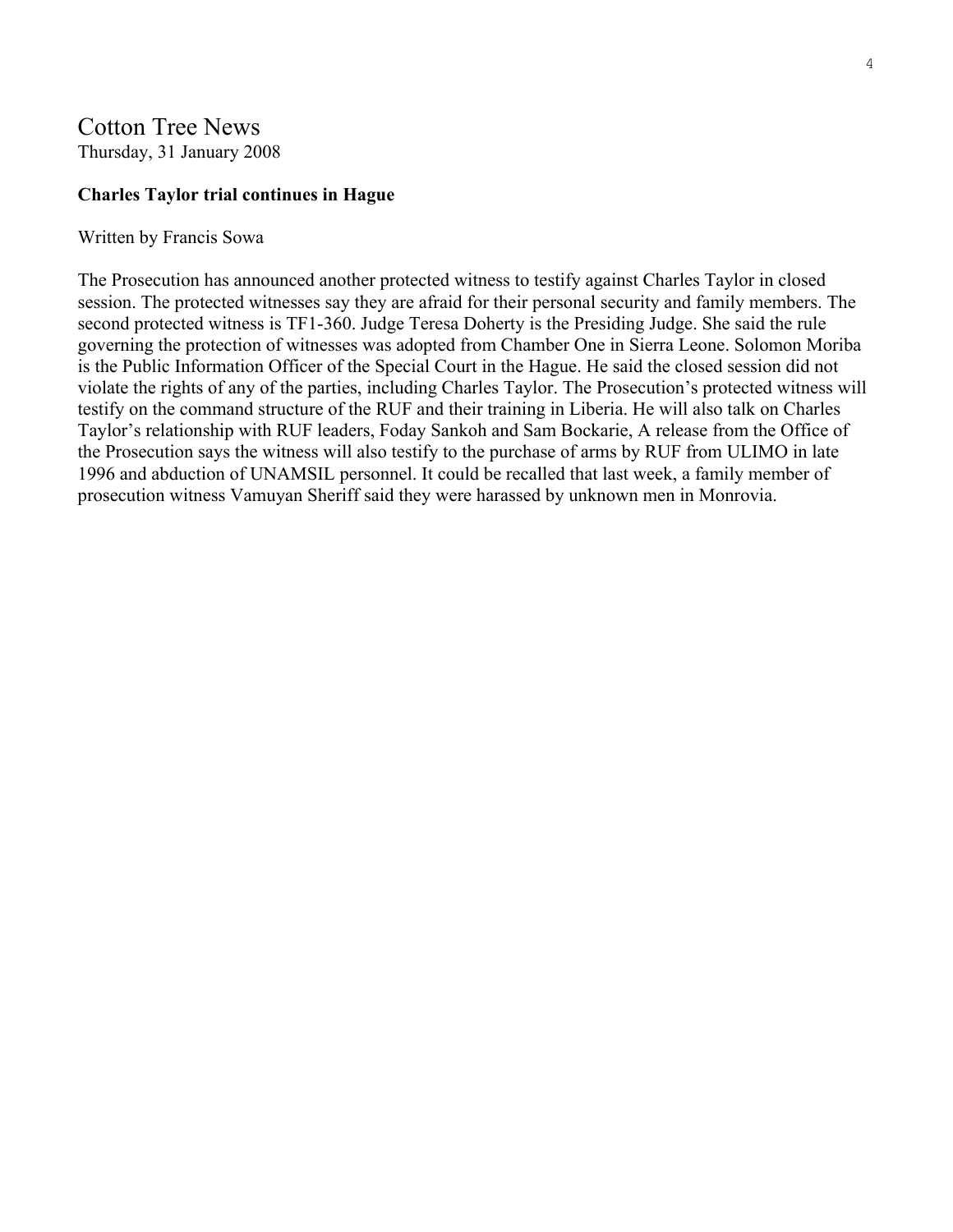## Cotton Tree News

Thursday, 31 January 2008

**Charles Taylor trial continues in Hague**

Written by Francis Sowa

The Prosecution has announced another protected witness to testify against Charles Taylor in closed session. The protected witnesses say they are afraid for their personal security and family members. The second protected witness is TF1-360. Judge Teresa Doherty is the Presiding Judge. She said the rule governing the protection of witnesses was adopted from Chamber One in Sierra Leone. Solomon Moriba is the Public Information Officer of the Special Court in the Hague. He said the closed session did not violate the rights of any of the parties, including Charles Taylor. The Prosecution's protected witness will testify on the command structure of the RUF and their training in Liberia. He will also talk on Charles Taylor's relationship with RUF leaders, Foday Sankoh and Sam Bockarie, A release from the Office of the Prosecution says the witness will also testify to the purchase of arms by RUF from ULIMO in late 1996 and abduction of UNAMSIL personnel. It could be recalled that last week, a family member of prosecution witness Vamuyan Sheriff said they were harassed by unknown men in Monrovia.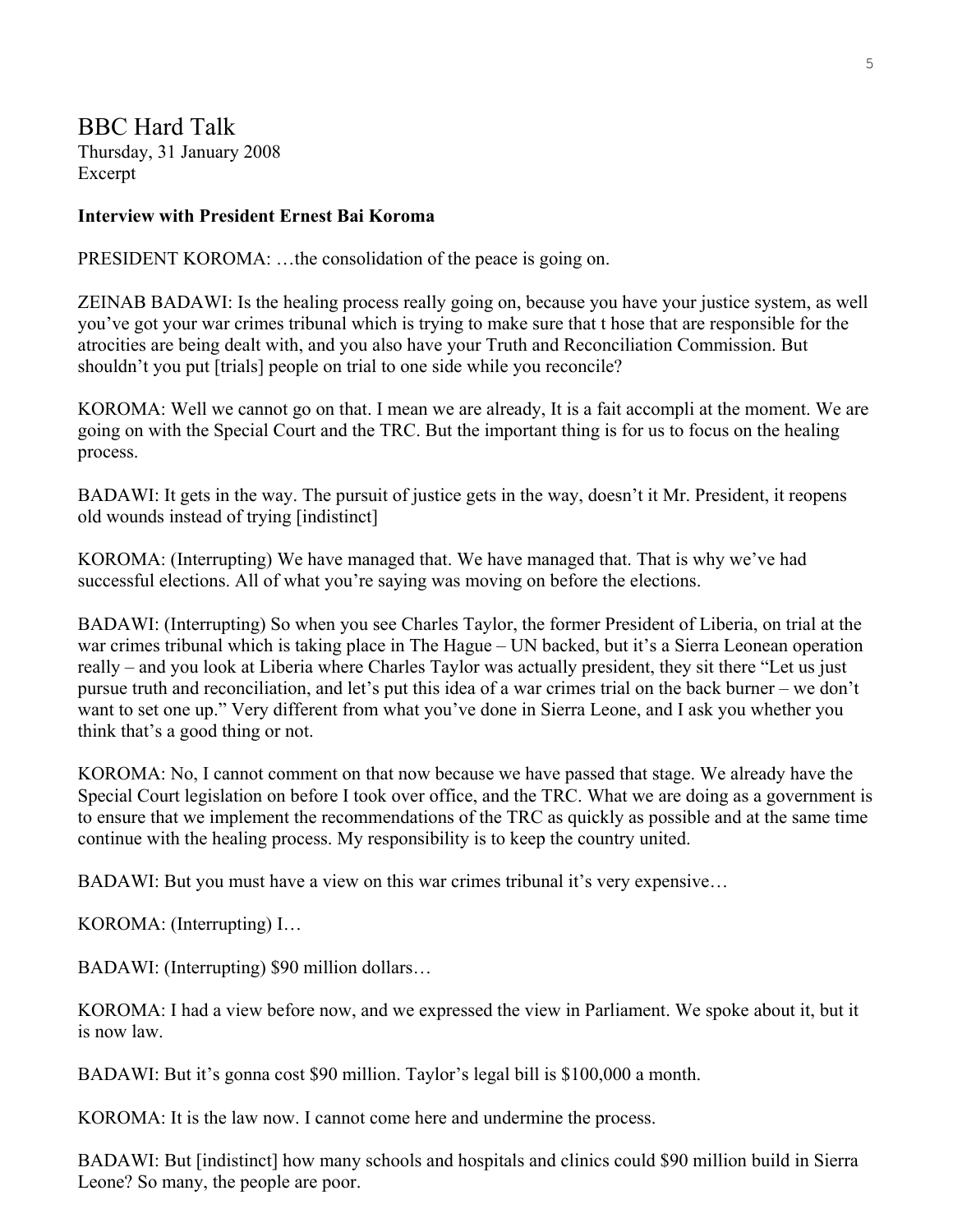# BBC Hard Talk

Thursday, 31 January 2008
Excerpt

**Interview with President Ernest Bai Koroma**

PRESIDENT KOROMA: …the consolidation of the peace is going on.

ZEINAB BADAWI: Is the healing process really going on, because you have your justice system, as well you've got your war crimes tribunal which is trying to make sure that t hose that are responsible for the atrocities are being dealt with, and you also have your Truth and Reconciliation Commission. But shouldn't you put [trials] people on trial to one side while you reconcile?

KOROMA: Well we cannot go on that. I mean we are already, It is a fait accompli at the moment. We are going on with the Special Court and the TRC. But the important thing is for us to focus on the healing process.

BADAWI: It gets in the way. The pursuit of justice gets in the way, doesn't it Mr. President, it reopens old wounds instead of trying [indistinct]

KOROMA: (Interrupting) We have managed that. We have managed that. That is why we've had successful elections. All of what you're saying was moving on before the elections.

BADAWI: (Interrupting) So when you see Charles Taylor, the former President of Liberia, on trial at the war crimes tribunal which is taking place in The Hague – UN backed, but it's a Sierra Leonean operation really – and you look at Liberia where Charles Taylor was actually president, they sit there "Let us just pursue truth and reconciliation, and let's put this idea of a war crimes trial on the back burner – we don't want to set one up." Very different from what you've done in Sierra Leone, and I ask you whether you think that's a good thing or not.

KOROMA: No, I cannot comment on that now because we have passed that stage. We already have the Special Court legislation on before I took over office, and the TRC. What we are doing as a government is to ensure that we implement the recommendations of the TRC as quickly as possible and at the same time continue with the healing process. My responsibility is to keep the country united.

BADAWI: But you must have a view on this war crimes tribunal it's very expensive…

KOROMA: (Interrupting) I…

BADAWI: (Interrupting) $90 million dollars…

KOROMA: I had a view before now, and we expressed the view in Parliament. We spoke about it, but it is now law.

BADAWI: But it's gonna cost $90 million. Taylor's legal bill is $100,000 a month.

KOROMA: It is the law now. I cannot come here and undermine the process.

BADAWI: But [indistinct] how many schools and hospitals and clinics could $90 million build in Sierra Leone? So many, the people are poor.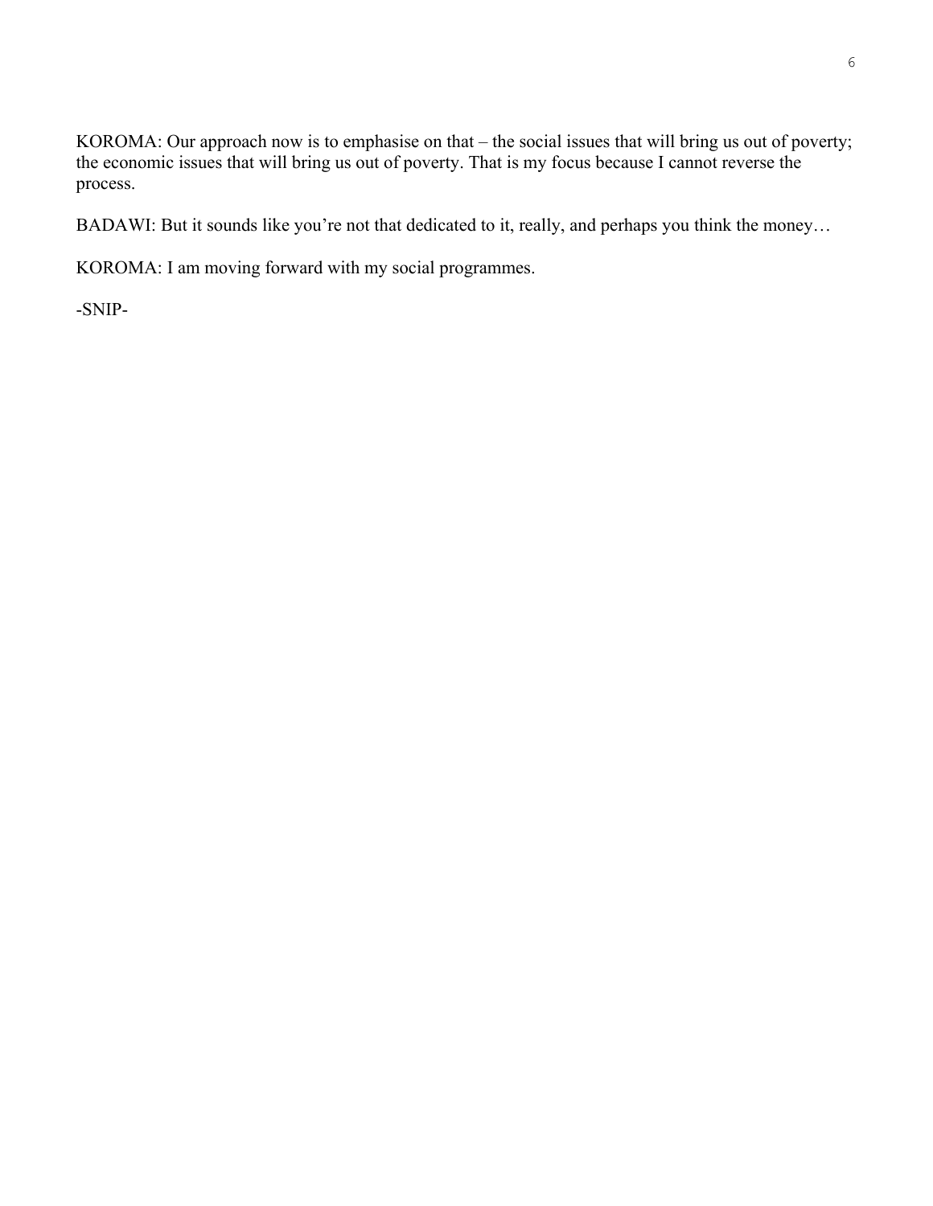KOROMA: Our approach now is to emphasise on that – the social issues that will bring us out of poverty; the economic issues that will bring us out of poverty. That is my focus because I cannot reverse the process.

BADAWI: But it sounds like you're not that dedicated to it, really, and perhaps you think the money…

KOROMA: I am moving forward with my social programmes.

-SNIP-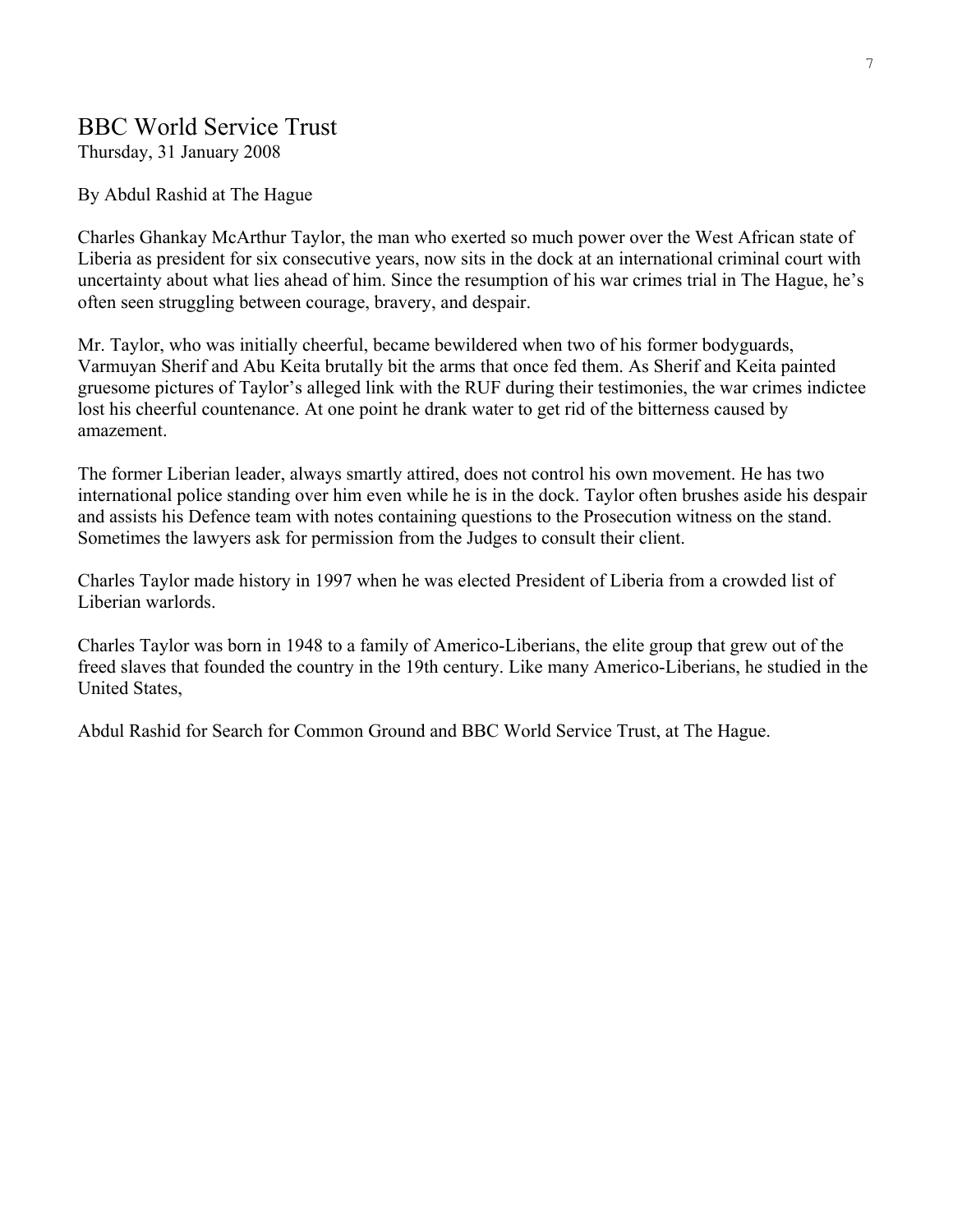## BBC World Service Trust

Thursday, 31 January 2008

By Abdul Rashid at The Hague

Charles Ghankay McArthur Taylor, the man who exerted so much power over the West African state of Liberia as president for six consecutive years, now sits in the dock at an international criminal court with uncertainty about what lies ahead of him. Since the resumption of his war crimes trial in The Hague, he's often seen struggling between courage, bravery, and despair.

Mr. Taylor, who was initially cheerful, became bewildered when two of his former bodyguards, Varmuyan Sherif and Abu Keita brutally bit the arms that once fed them. As Sherif and Keita painted gruesome pictures of Taylor's alleged link with the RUF during their testimonies, the war crimes indictee lost his cheerful countenance. At one point he drank water to get rid of the bitterness caused by amazement.

The former Liberian leader, always smartly attired, does not control his own movement. He has two international police standing over him even while he is in the dock. Taylor often brushes aside his despair and assists his Defence team with notes containing questions to the Prosecution witness on the stand. Sometimes the lawyers ask for permission from the Judges to consult their client.

Charles Taylor made history in 1997 when he was elected President of Liberia from a crowded list of Liberian warlords.

Charles Taylor was born in 1948 to a family of Americo-Liberians, the elite group that grew out of the freed slaves that founded the country in the 19th century. Like many Americo-Liberians, he studied in the United States,

Abdul Rashid for Search for Common Ground and BBC World Service Trust, at The Hague.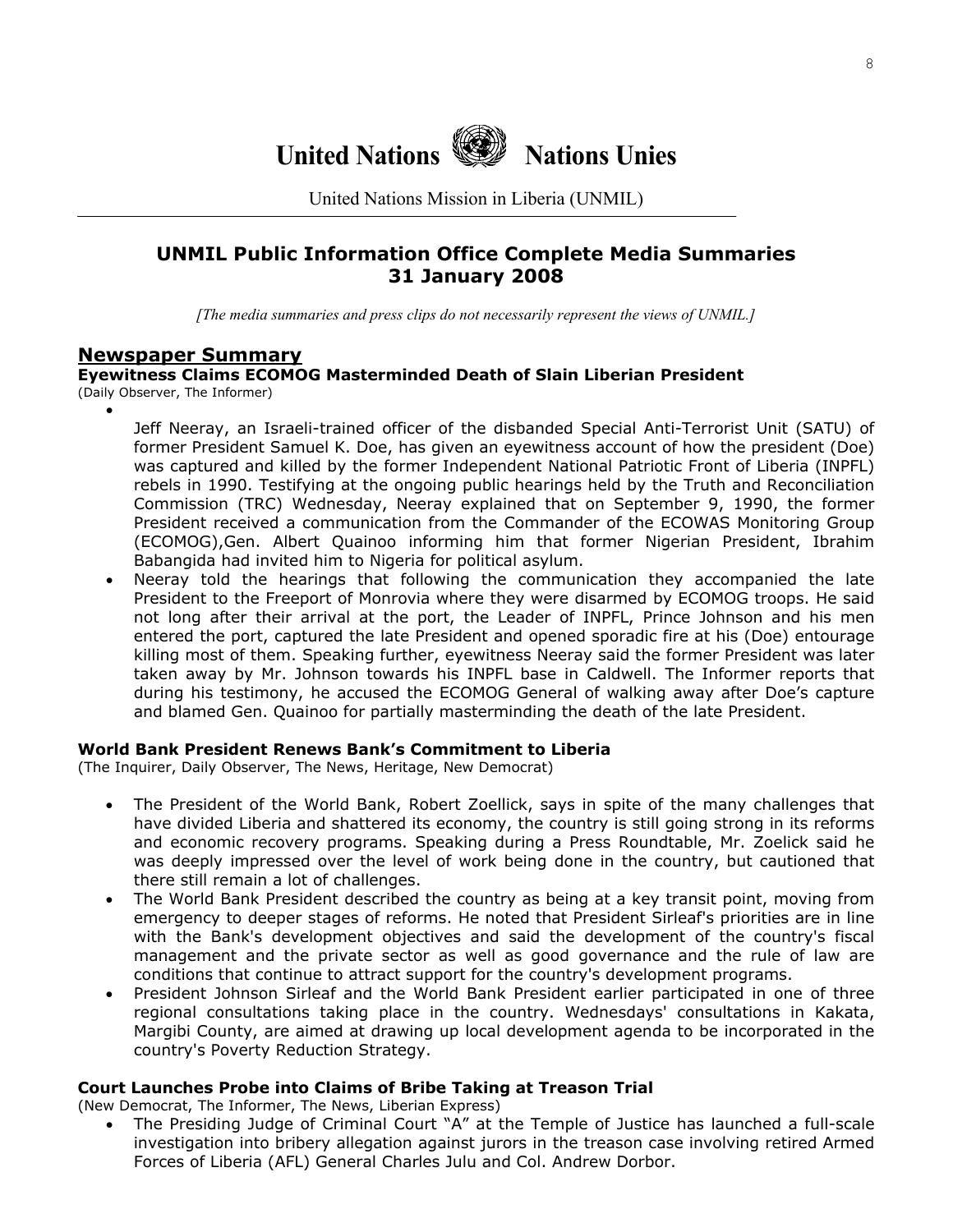# United Nations Nations Unies

United Nations Mission in Liberia (UNMIL)

## UNMIL Public Information Office Complete Media Summaries 31 January 2008

*[The media summaries and press clips do not necessarily represent the views of UNMIL.]*

## Newspaper Summary

### Eyewitness Claims ECOMOG Masterminded Death of Slain Liberian President

(Daily Observer, The Informer)

- Jeff Neeray, an Israeli-trained officer of the disbanded Special Anti-Terrorist Unit (SATU) of former President Samuel K. Doe, has given an eyewitness account of how the president (Doe) was captured and killed by the former Independent National Patriotic Front of Liberia (INPFL) rebels in 1990. Testifying at the ongoing public hearings held by the Truth and Reconciliation Commission (TRC) Wednesday, Neeray explained that on September 9, 1990, the former President received a communication from the Commander of the ECOWAS Monitoring Group (ECOMOG),Gen. Albert Quainoo informing him that former Nigerian President, Ibrahim Babangida had invited him to Nigeria for political asylum.
- Neeray told the hearings that following the communication they accompanied the late President to the Freeport of Monrovia where they were disarmed by ECOMOG troops. He said not long after their arrival at the port, the Leader of INPFL, Prince Johnson and his men entered the port, captured the late President and opened sporadic fire at his (Doe) entourage killing most of them. Speaking further, eyewitness Neeray said the former President was later taken away by Mr. Johnson towards his INPFL base in Caldwell. The Informer reports that during his testimony, he accused the ECOMOG General of walking away after Doe's capture and blamed Gen. Quainoo for partially masterminding the death of the late President.

### World Bank President Renews Bank's Commitment to Liberia

(The Inquirer, Daily Observer, The News, Heritage, New Democrat)

- The President of the World Bank, Robert Zoellick, says in spite of the many challenges that have divided Liberia and shattered its economy, the country is still going strong in its reforms and economic recovery programs. Speaking during a Press Roundtable, Mr. Zoelick said he was deeply impressed over the level of work being done in the country, but cautioned that there still remain a lot of challenges.
- The World Bank President described the country as being at a key transit point, moving from emergency to deeper stages of reforms. He noted that President Sirleaf's priorities are in line with the Bank's development objectives and said the development of the country's fiscal management and the private sector as well as good governance and the rule of law are conditions that continue to attract support for the country's development programs.
- President Johnson Sirleaf and the World Bank President earlier participated in one of three regional consultations taking place in the country. Wednesdays' consultations in Kakata, Margibi County, are aimed at drawing up local development agenda to be incorporated in the country's Poverty Reduction Strategy.

### Court Launches Probe into Claims of Bribe Taking at Treason Trial

(New Democrat, The Informer, The News, Liberian Express)

- The Presiding Judge of Criminal Court "A" at the Temple of Justice has launched a full-scale investigation into bribery allegation against jurors in the treason case involving retired Armed Forces of Liberia (AFL) General Charles Julu and Col. Andrew Dorbor.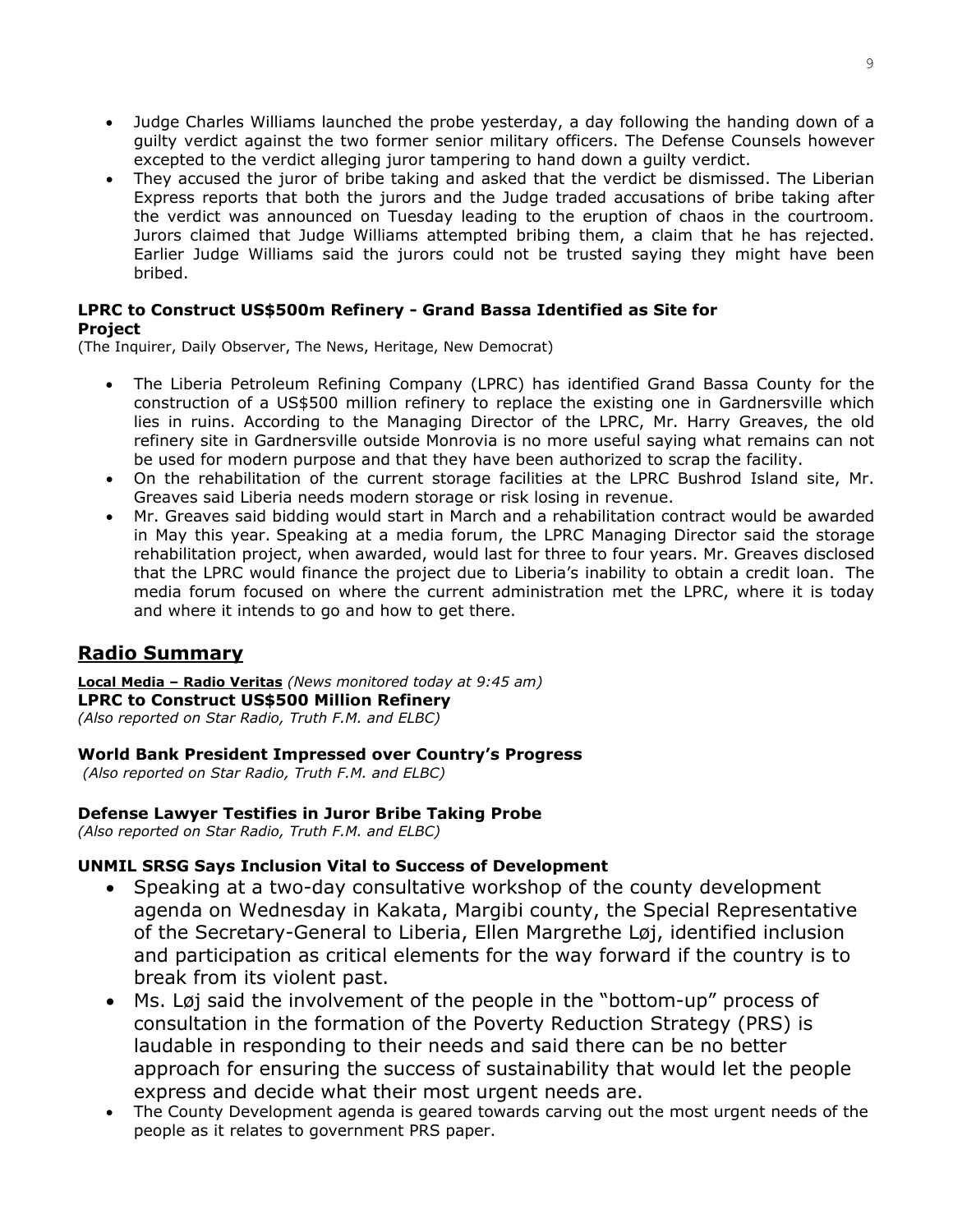- Judge Charles Williams launched the probe yesterday, a day following the handing down of a guilty verdict against the two former senior military officers. The Defense Counsels however excepted to the verdict alleging juror tampering to hand down a guilty verdict.
- They accused the juror of bribe taking and asked that the verdict be dismissed. The Liberian Express reports that both the jurors and the Judge traded accusations of bribe taking after the verdict was announced on Tuesday leading to the eruption of chaos in the courtroom. Jurors claimed that Judge Williams attempted bribing them, a claim that he has rejected. Earlier Judge Williams said the jurors could not be trusted saying they might have been bribed.

**LPRC to Construct US$500m Refinery - Grand Bassa Identified as Site for Project**
(The Inquirer, Daily Observer, The News, Heritage, New Democrat)

- The Liberia Petroleum Refining Company (LPRC) has identified Grand Bassa County for the construction of a US$500 million refinery to replace the existing one in Gardnersville which lies in ruins. According to the Managing Director of the LPRC, Mr. Harry Greaves, the old refinery site in Gardnersville outside Monrovia is no more useful saying what remains can not be used for modern purpose and that they have been authorized to scrap the facility.
- On the rehabilitation of the current storage facilities at the LPRC Bushrod Island site, Mr. Greaves said Liberia needs modern storage or risk losing in revenue.
- Mr. Greaves said bidding would start in March and a rehabilitation contract would be awarded in May this year. Speaking at a media forum, the LPRC Managing Director said the storage rehabilitation project, when awarded, would last for three to four years. Mr. Greaves disclosed that the LPRC would finance the project due to Liberia's inability to obtain a credit loan. The media forum focused on where the current administration met the LPRC, where it is today and where it intends to go and how to get there.

## Radio Summary

**Local Media – Radio Veritas** *(News monitored today at 9:45 am)*
**LPRC to Construct US$500 Million Refinery**
*(Also reported on Star Radio, Truth F.M. and ELBC)*

**World Bank President Impressed over Country's Progress**
*(Also reported on Star Radio, Truth F.M. and ELBC)*

**Defense Lawyer Testifies in Juror Bribe Taking Probe**
*(Also reported on Star Radio, Truth F.M. and ELBC)*

**UNMIL SRSG Says Inclusion Vital to Success of Development**

- Speaking at a two-day consultative workshop of the county development agenda on Wednesday in Kakata, Margibi county, the Special Representative of the Secretary-General to Liberia, Ellen Margrethe Løj, identified inclusion and participation as critical elements for the way forward if the country is to break from its violent past.
- Ms. Løj said the involvement of the people in the "bottom-up" process of consultation in the formation of the Poverty Reduction Strategy (PRS) is laudable in responding to their needs and said there can be no better approach for ensuring the success of sustainability that would let the people express and decide what their most urgent needs are.
- The County Development agenda is geared towards carving out the most urgent needs of the people as it relates to government PRS paper.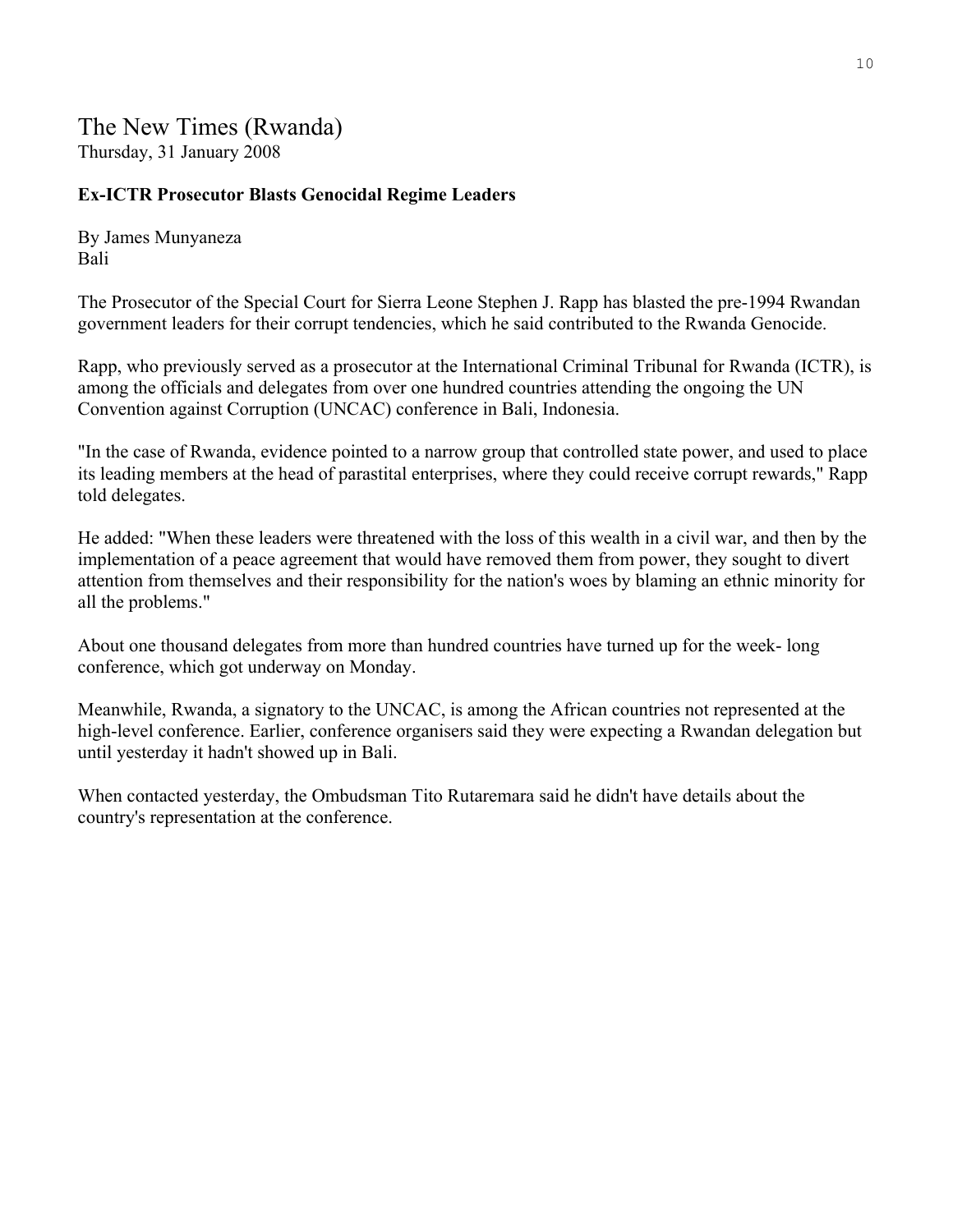# The New Times (Rwanda)

Thursday, 31 January 2008

**Ex-ICTR Prosecutor Blasts Genocidal Regime Leaders**

By James Munyaneza
Bali

The Prosecutor of the Special Court for Sierra Leone Stephen J. Rapp has blasted the pre-1994 Rwandan government leaders for their corrupt tendencies, which he said contributed to the Rwanda Genocide.

Rapp, who previously served as a prosecutor at the International Criminal Tribunal for Rwanda (ICTR), is among the officials and delegates from over one hundred countries attending the ongoing the UN Convention against Corruption (UNCAC) conference in Bali, Indonesia.

"In the case of Rwanda, evidence pointed to a narrow group that controlled state power, and used to place its leading members at the head of parastital enterprises, where they could receive corrupt rewards," Rapp told delegates.

He added: "When these leaders were threatened with the loss of this wealth in a civil war, and then by the implementation of a peace agreement that would have removed them from power, they sought to divert attention from themselves and their responsibility for the nation's woes by blaming an ethnic minority for all the problems."

About one thousand delegates from more than hundred countries have turned up for the week- long conference, which got underway on Monday.

Meanwhile, Rwanda, a signatory to the UNCAC, is among the African countries not represented at the high-level conference. Earlier, conference organisers said they were expecting a Rwandan delegation but until yesterday it hadn't showed up in Bali.

When contacted yesterday, the Ombudsman Tito Rutaremara said he didn't have details about the country's representation at the conference.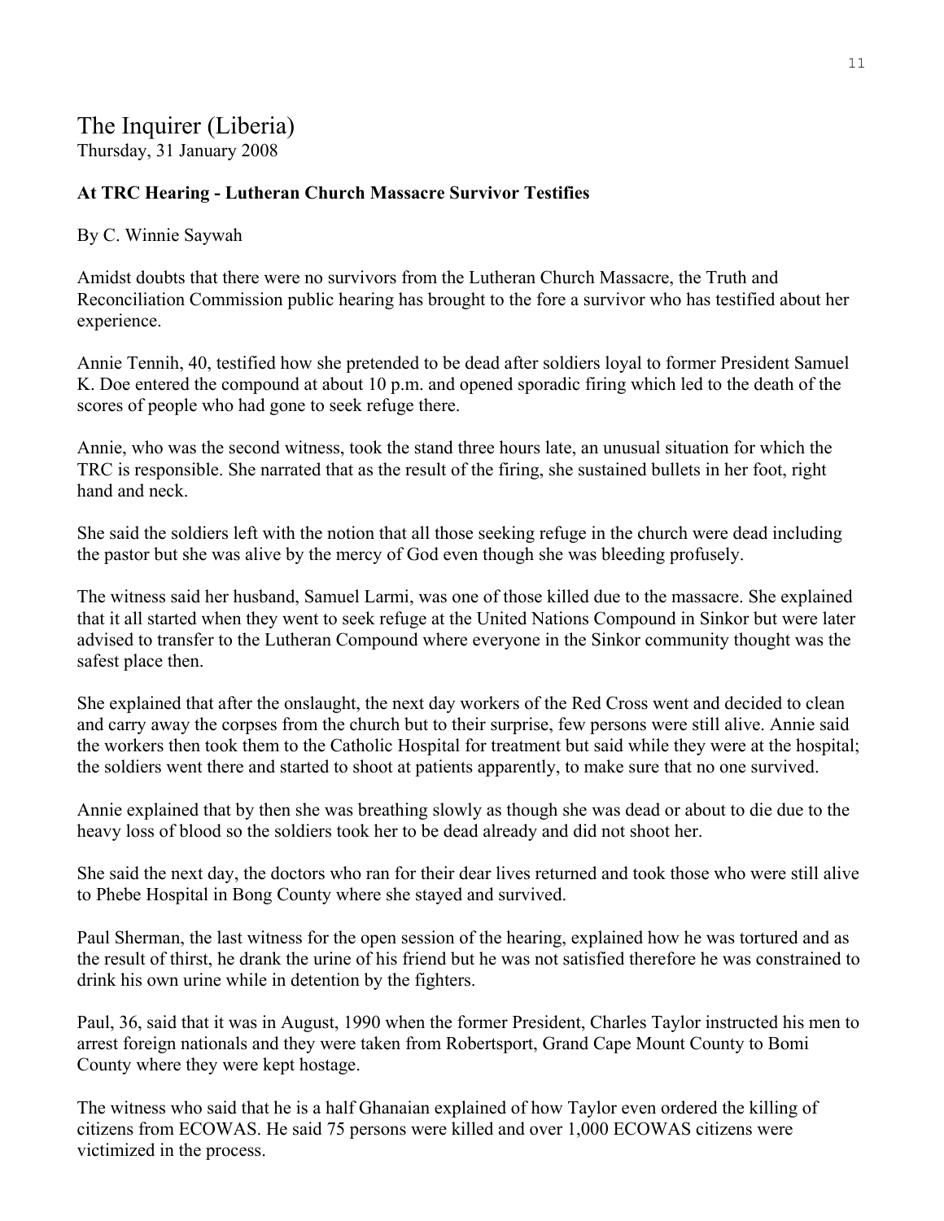# The Inquirer (Liberia)

Thursday, 31 January 2008

**At TRC Hearing - Lutheran Church Massacre Survivor Testifies**

By C. Winnie Saywah

Amidst doubts that there were no survivors from the Lutheran Church Massacre, the Truth and Reconciliation Commission public hearing has brought to the fore a survivor who has testified about her experience.

Annie Tennih, 40, testified how she pretended to be dead after soldiers loyal to former President Samuel K. Doe entered the compound at about 10 p.m. and opened sporadic firing which led to the death of the scores of people who had gone to seek refuge there.

Annie, who was the second witness, took the stand three hours late, an unusual situation for which the TRC is responsible. She narrated that as the result of the firing, she sustained bullets in her foot, right hand and neck.

She said the soldiers left with the notion that all those seeking refuge in the church were dead including the pastor but she was alive by the mercy of God even though she was bleeding profusely.

The witness said her husband, Samuel Larmi, was one of those killed due to the massacre. She explained that it all started when they went to seek refuge at the United Nations Compound in Sinkor but were later advised to transfer to the Lutheran Compound where everyone in the Sinkor community thought was the safest place then.

She explained that after the onslaught, the next day workers of the Red Cross went and decided to clean and carry away the corpses from the church but to their surprise, few persons were still alive. Annie said the workers then took them to the Catholic Hospital for treatment but said while they were at the hospital; the soldiers went there and started to shoot at patients apparently, to make sure that no one survived.

Annie explained that by then she was breathing slowly as though she was dead or about to die due to the heavy loss of blood so the soldiers took her to be dead already and did not shoot her.

She said the next day, the doctors who ran for their dear lives returned and took those who were still alive to Phebe Hospital in Bong County where she stayed and survived.

Paul Sherman, the last witness for the open session of the hearing, explained how he was tortured and as the result of thirst, he drank the urine of his friend but he was not satisfied therefore he was constrained to drink his own urine while in detention by the fighters.

Paul, 36, said that it was in August, 1990 when the former President, Charles Taylor instructed his men to arrest foreign nationals and they were taken from Robertsport, Grand Cape Mount County to Bomi County where they were kept hostage.

The witness who said that he is a half Ghanaian explained of how Taylor even ordered the killing of citizens from ECOWAS. He said 75 persons were killed and over 1,000 ECOWAS citizens were victimized in the process.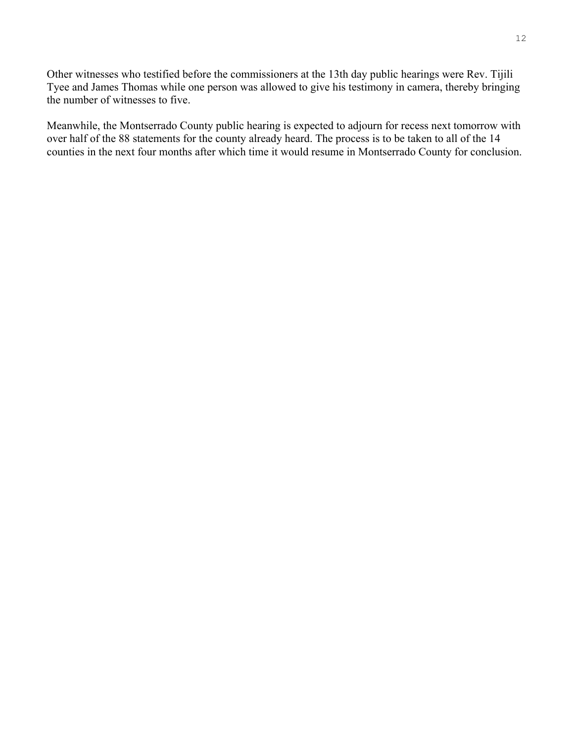Other witnesses who testified before the commissioners at the 13th day public hearings were Rev. Tijili Tyee and James Thomas while one person was allowed to give his testimony in camera, thereby bringing the number of witnesses to five.

Meanwhile, the Montserrado County public hearing is expected to adjourn for recess next tomorrow with over half of the 88 statements for the county already heard. The process is to be taken to all of the 14 counties in the next four months after which time it would resume in Montserrado County for conclusion.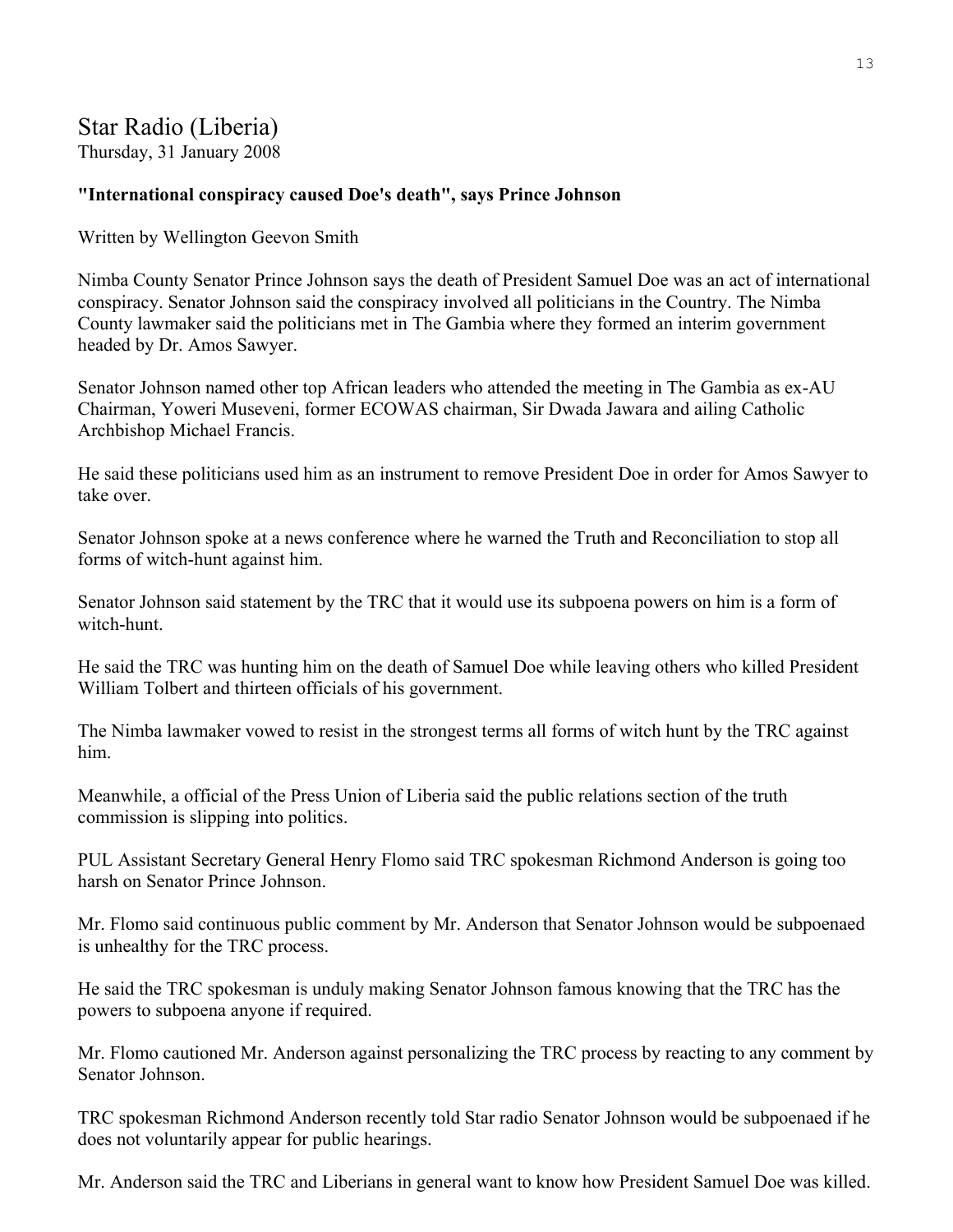# Star Radio (Liberia)

Thursday, 31 January 2008

**"International conspiracy caused Doe's death", says Prince Johnson**

Written by Wellington Geevon Smith

Nimba County Senator Prince Johnson says the death of President Samuel Doe was an act of international conspiracy. Senator Johnson said the conspiracy involved all politicians in the Country. The Nimba County lawmaker said the politicians met in The Gambia where they formed an interim government headed by Dr. Amos Sawyer.

Senator Johnson named other top African leaders who attended the meeting in The Gambia as ex-AU Chairman, Yoweri Museveni, former ECOWAS chairman, Sir Dwada Jawara and ailing Catholic Archbishop Michael Francis.

He said these politicians used him as an instrument to remove President Doe in order for Amos Sawyer to take over.

Senator Johnson spoke at a news conference where he warned the Truth and Reconciliation to stop all forms of witch-hunt against him.

Senator Johnson said statement by the TRC that it would use its subpoena powers on him is a form of witch-hunt.

He said the TRC was hunting him on the death of Samuel Doe while leaving others who killed President William Tolbert and thirteen officials of his government.

The Nimba lawmaker vowed to resist in the strongest terms all forms of witch hunt by the TRC against him.

Meanwhile, a official of the Press Union of Liberia said the public relations section of the truth commission is slipping into politics.

PUL Assistant Secretary General Henry Flomo said TRC spokesman Richmond Anderson is going too harsh on Senator Prince Johnson.

Mr. Flomo said continuous public comment by Mr. Anderson that Senator Johnson would be subpoenaed is unhealthy for the TRC process.

He said the TRC spokesman is unduly making Senator Johnson famous knowing that the TRC has the powers to subpoena anyone if required.

Mr. Flomo cautioned Mr. Anderson against personalizing the TRC process by reacting to any comment by Senator Johnson.

TRC spokesman Richmond Anderson recently told Star radio Senator Johnson would be subpoenaed if he does not voluntarily appear for public hearings.

Mr. Anderson said the TRC and Liberians in general want to know how President Samuel Doe was killed.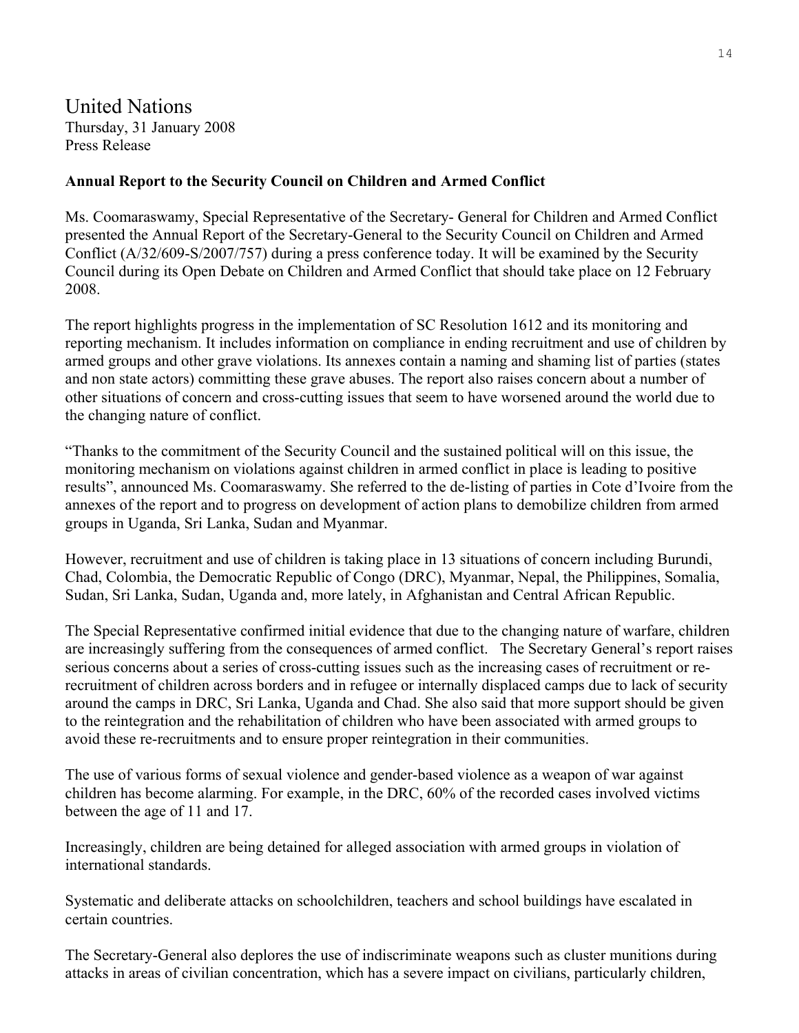# United Nations

Thursday, 31 January 2008
Press Release

**Annual Report to the Security Council on Children and Armed Conflict**

Ms. Coomaraswamy, Special Representative of the Secretary- General for Children and Armed Conflict presented the Annual Report of the Secretary-General to the Security Council on Children and Armed Conflict (A/32/609-S/2007/757) during a press conference today. It will be examined by the Security Council during its Open Debate on Children and Armed Conflict that should take place on 12 February 2008.

The report highlights progress in the implementation of SC Resolution 1612 and its monitoring and reporting mechanism. It includes information on compliance in ending recruitment and use of children by armed groups and other grave violations. Its annexes contain a naming and shaming list of parties (states and non state actors) committing these grave abuses. The report also raises concern about a number of other situations of concern and cross-cutting issues that seem to have worsened around the world due to the changing nature of conflict.

"Thanks to the commitment of the Security Council and the sustained political will on this issue, the monitoring mechanism on violations against children in armed conflict in place is leading to positive results", announced Ms. Coomaraswamy. She referred to the de-listing of parties in Cote d'Ivoire from the annexes of the report and to progress on development of action plans to demobilize children from armed groups in Uganda, Sri Lanka, Sudan and Myanmar.

However, recruitment and use of children is taking place in 13 situations of concern including Burundi, Chad, Colombia, the Democratic Republic of Congo (DRC), Myanmar, Nepal, the Philippines, Somalia, Sudan, Sri Lanka, Sudan, Uganda and, more lately, in Afghanistan and Central African Republic.

The Special Representative confirmed initial evidence that due to the changing nature of warfare, children are increasingly suffering from the consequences of armed conflict. The Secretary General's report raises serious concerns about a series of cross-cutting issues such as the increasing cases of recruitment or re-recruitment of children across borders and in refugee or internally displaced camps due to lack of security around the camps in DRC, Sri Lanka, Uganda and Chad. She also said that more support should be given to the reintegration and the rehabilitation of children who have been associated with armed groups to avoid these re-recruitments and to ensure proper reintegration in their communities.

The use of various forms of sexual violence and gender-based violence as a weapon of war against children has become alarming. For example, in the DRC, 60% of the recorded cases involved victims between the age of 11 and 17.

Increasingly, children are being detained for alleged association with armed groups in violation of international standards.

Systematic and deliberate attacks on schoolchildren, teachers and school buildings have escalated in certain countries.

The Secretary-General also deplores the use of indiscriminate weapons such as cluster munitions during attacks in areas of civilian concentration, which has a severe impact on civilians, particularly children,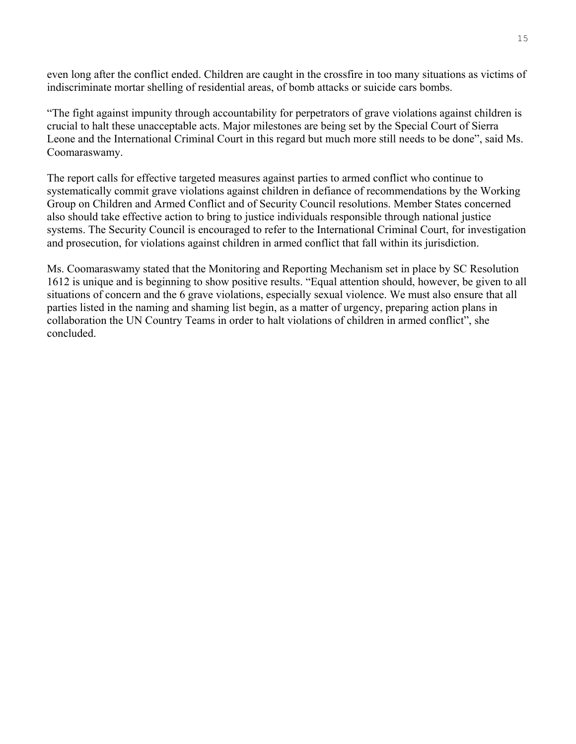even long after the conflict ended. Children are caught in the crossfire in too many situations as victims of indiscriminate mortar shelling of residential areas, of bomb attacks or suicide cars bombs.

"The fight against impunity through accountability for perpetrators of grave violations against children is crucial to halt these unacceptable acts. Major milestones are being set by the Special Court of Sierra Leone and the International Criminal Court in this regard but much more still needs to be done", said Ms. Coomaraswamy.

The report calls for effective targeted measures against parties to armed conflict who continue to systematically commit grave violations against children in defiance of recommendations by the Working Group on Children and Armed Conflict and of Security Council resolutions. Member States concerned also should take effective action to bring to justice individuals responsible through national justice systems. The Security Council is encouraged to refer to the International Criminal Court, for investigation and prosecution, for violations against children in armed conflict that fall within its jurisdiction.

Ms. Coomaraswamy stated that the Monitoring and Reporting Mechanism set in place by SC Resolution 1612 is unique and is beginning to show positive results. "Equal attention should, however, be given to all situations of concern and the 6 grave violations, especially sexual violence. We must also ensure that all parties listed in the naming and shaming list begin, as a matter of urgency, preparing action plans in collaboration the UN Country Teams in order to halt violations of children in armed conflict", she concluded.